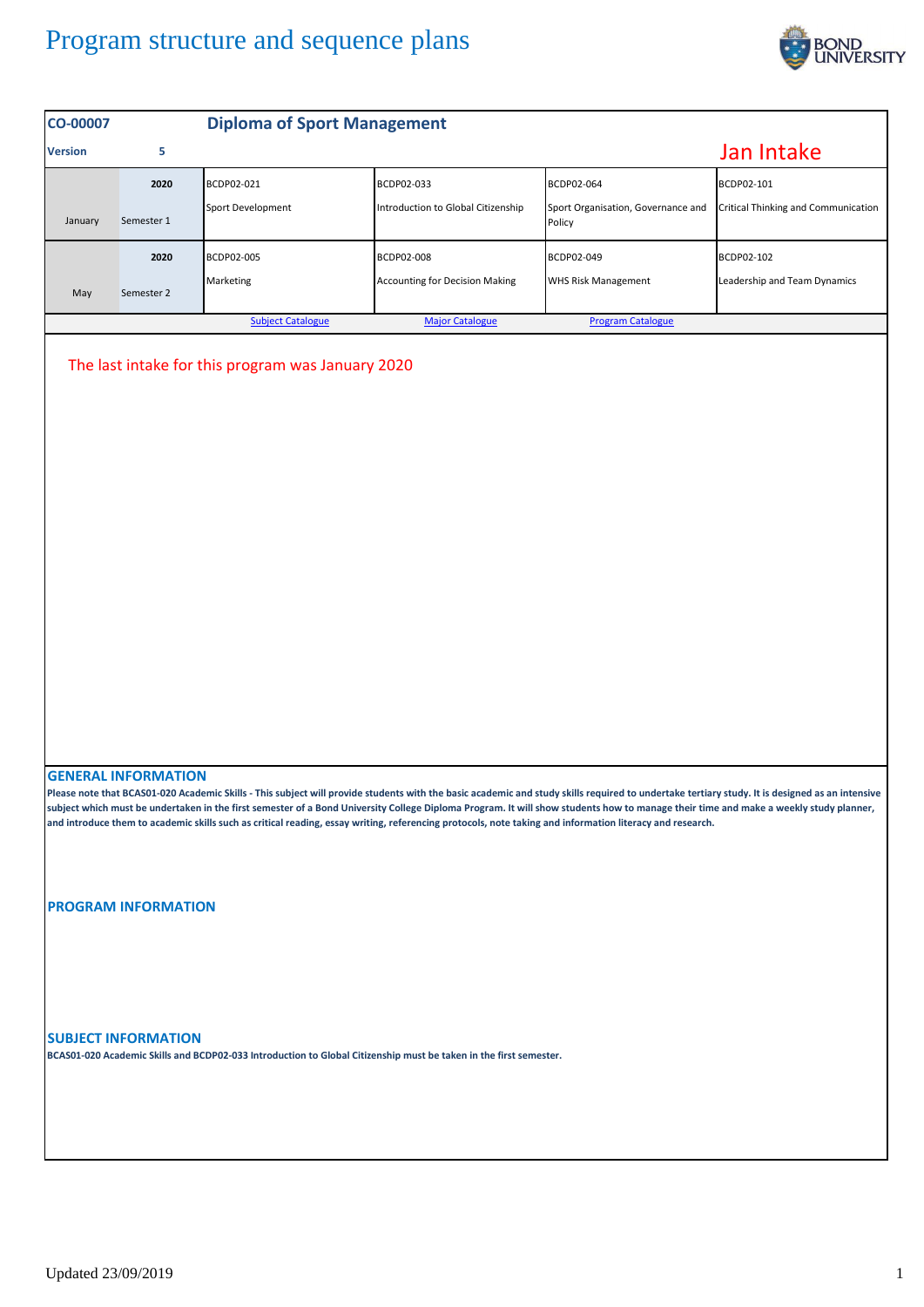# Program structure and sequence plans

| CO-00007 | | Diploma of Sport Management | | | |
|---|---|---|---|---|---|
| **Version** | **5** | | | | **Jan Intake** |
| January | 2020 Semester 1 | BCDP02-021 Sport Development | BCDP02-033 Introduction to Global Citizenship | BCDP02-064 Sport Organisation, Governance and Policy | BCDP02-101 Critical Thinking and Communication |
| May | 2020 Semester 2 | BCDP02-005 Marketing | BCDP02-008 Accounting for Decision Making | BCDP02-049 WHS Risk Management | BCDP02-102 Leadership and Team Dynamics |
| | | [Subject Catalogue] | [Major Catalogue] | [Program Catalogue] | |

The last intake for this program was January 2020

## GENERAL INFORMATION

**Please note that BCAS01-020 Academic Skills - This subject will provide students with the basic academic and study skills required to undertake tertiary study. It is designed as an intensive subject which must be undertaken in the first semester of a Bond University College Diploma Program. It will show students how to manage their time and make a weekly study planner, and introduce them to academic skills such as critical reading, essay writing, referencing protocols, note taking and information literacy and research.**

## PROGRAM INFORMATION

## SUBJECT INFORMATION

**BCAS01-020 Academic Skills and BCDP02-033 Introduction to Global Citizenship must be taken in the first semester.**

Updated 23/09/2019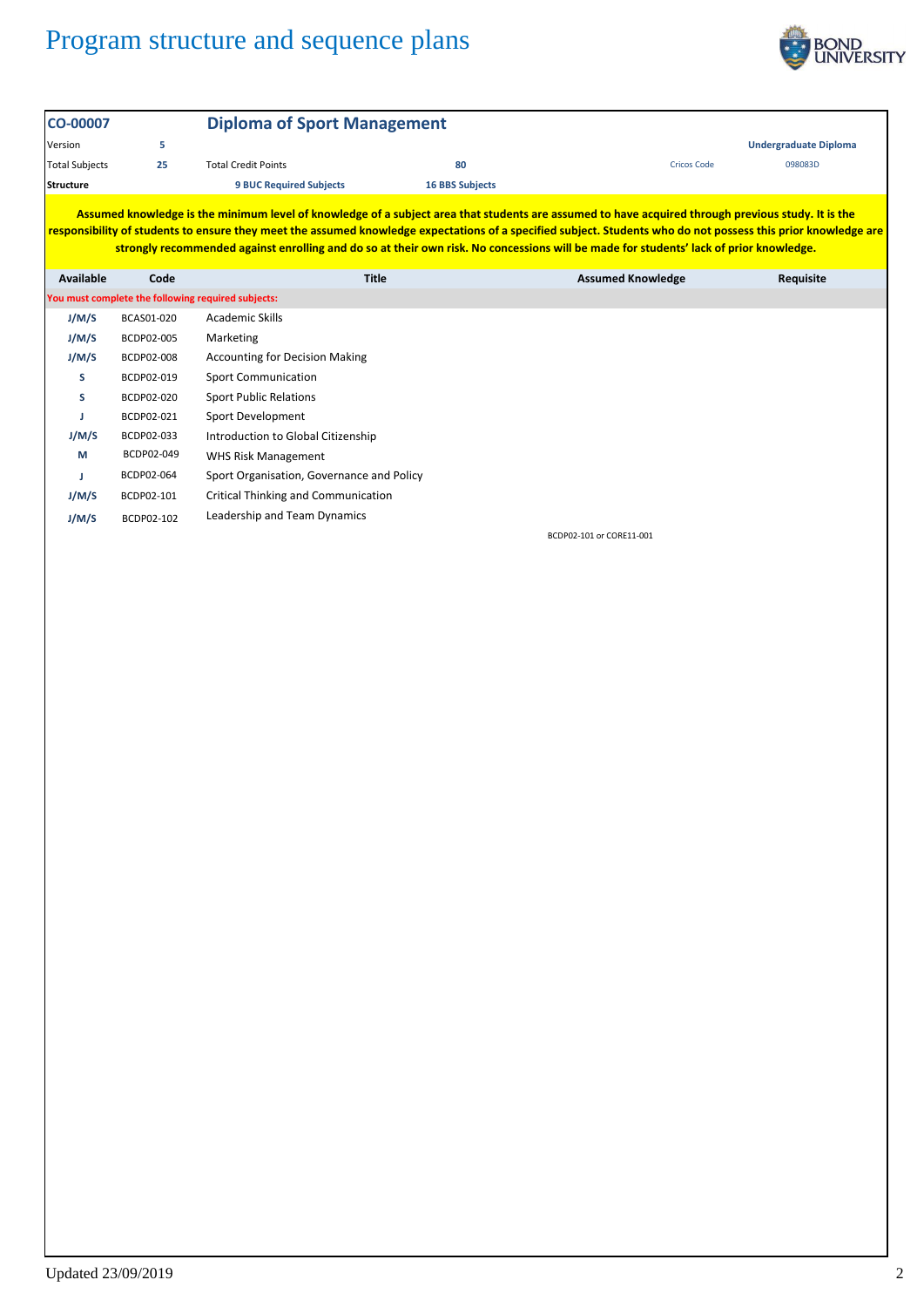# Program structure and sequence plans

| CO-00007 | | Diploma of Sport Management | | | |
|---|---|---|---|---|---|
| Version | 5 | | | | Undergraduate Diploma |
| Total Subjects | 25 | Total Credit Points | 80 | Cricos Code | 098083D |
| Structure | | 9 BUC Required Subjects | 16 BBS Subjects | | |

**Assumed knowledge is the minimum level of knowledge of a subject area that students are assumed to have acquired through previous study. It is the responsibility of students to ensure they meet the assumed knowledge expectations of a specified subject. Students who do not possess this prior knowledge are strongly recommended against enrolling and do so at their own risk. No concessions will be made for students' lack of prior knowledge.**

| Available | Code | Title | Assumed Knowledge | Requisite |
|---|---|---|---|---|
| **You must complete the following required subjects:** | | | | |
| J/M/S | BCAS01-020 | Academic Skills | | |
| J/M/S | BCDP02-005 | Marketing | | |
| J/M/S | BCDP02-008 | Accounting for Decision Making | | |
| S | BCDP02-019 | Sport Communication | | |
| S | BCDP02-020 | Sport Public Relations | | |
| J | BCDP02-021 | Sport Development | | |
| J/M/S | BCDP02-033 | Introduction to Global Citizenship | | |
| M | BCDP02-049 | WHS Risk Management | | |
| J | BCDP02-064 | Sport Organisation, Governance and Policy | | |
| J/M/S | BCDP02-101 | Critical Thinking and Communication | | |
| J/M/S | BCDP02-102 | Leadership and Team Dynamics | BCDP02-101 or CORE11-001 | |

Updated 23/09/2019